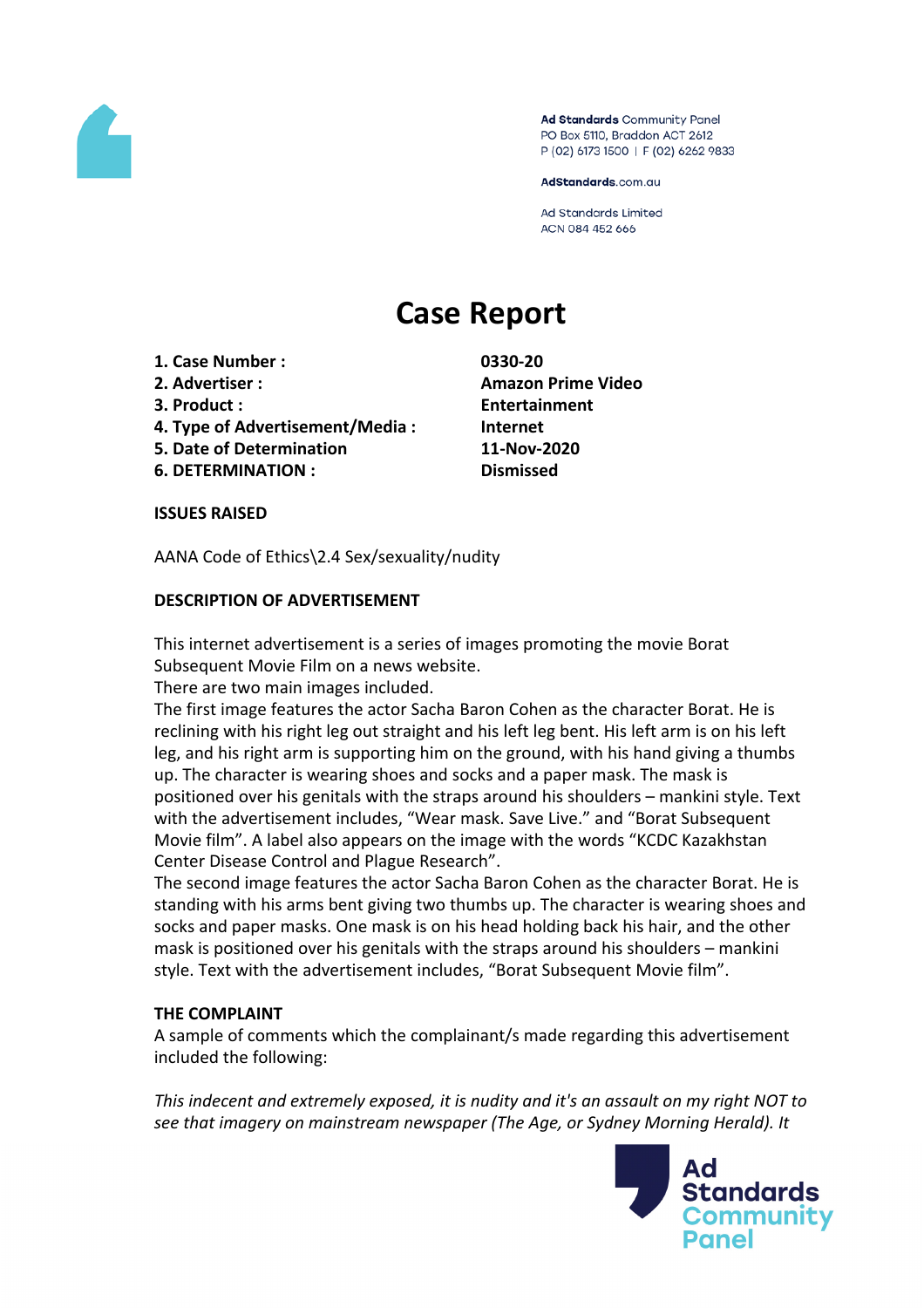Ad Standards Community Panel
PO Box 5110, Braddon ACT 2612
P (02) 6173 1500 | F (02) 6262 9833

AdStandards.com.au

Ad Standards Limited
ACN 084 452 666

# Case Report

| | |
|---|---|
| **1. Case Number :** | **0330-20** |
| **2. Advertiser :** | **Amazon Prime Video** |
| **3. Product :** | **Entertainment** |
| **4. Type of Advertisement/Media :** | **Internet** |
| **5. Date of Determination** | **11-Nov-2020** |
| **6. DETERMINATION :** | **Dismissed** |

**ISSUES RAISED**

AANA Code of Ethics\2.4 Sex/sexuality/nudity

**DESCRIPTION OF ADVERTISEMENT**

This internet advertisement is a series of images promoting the movie Borat Subsequent Movie Film on a news website.
There are two main images included.
The first image features the actor Sacha Baron Cohen as the character Borat. He is reclining with his right leg out straight and his left leg bent. His left arm is on his left leg, and his right arm is supporting him on the ground, with his hand giving a thumbs up. The character is wearing shoes and socks and a paper mask. The mask is positioned over his genitals with the straps around his shoulders – mankini style. Text with the advertisement includes, "Wear mask. Save Live." and "Borat Subsequent Movie film". A label also appears on the image with the words "KCDC Kazakhstan Center Disease Control and Plague Research".
The second image features the actor Sacha Baron Cohen as the character Borat. He is standing with his arms bent giving two thumbs up. The character is wearing shoes and socks and paper masks. One mask is on his head holding back his hair, and the other mask is positioned over his genitals with the straps around his shoulders – mankini style. Text with the advertisement includes, "Borat Subsequent Movie film".

**THE COMPLAINT**

A sample of comments which the complainant/s made regarding this advertisement included the following:

*This indecent and extremely exposed, it is nudity and it's an assault on my right NOT to see that imagery on mainstream newspaper (The Age, or Sydney Morning Herald). It*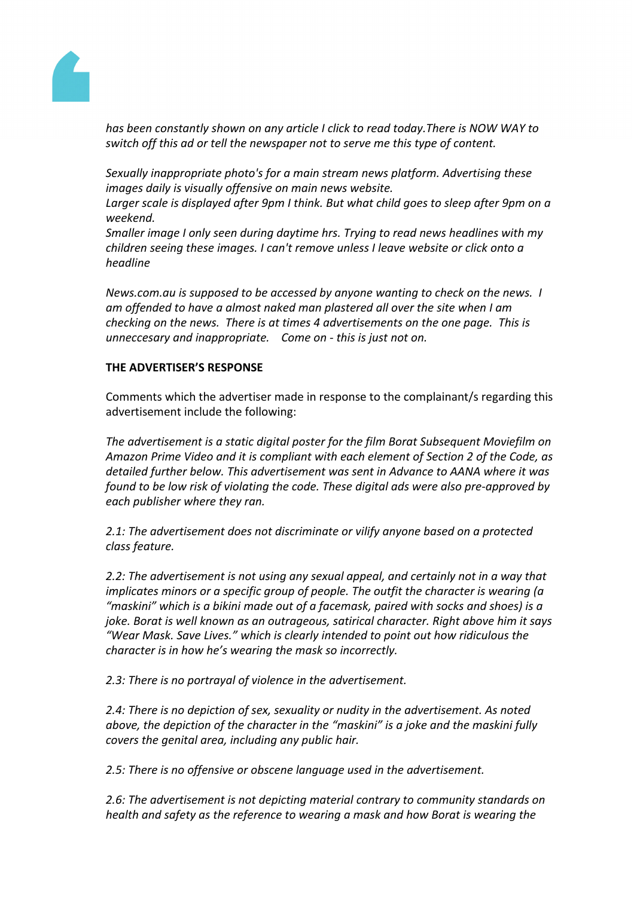*has been constantly shown on any article I click to read today.There is NOW WAY to switch off this ad or tell the newspaper not to serve me this type of content.*

*Sexually inappropriate photo's for a main stream news platform. Advertising these images daily is visually offensive on main news website.*
*Larger scale is displayed after 9pm I think. But what child goes to sleep after 9pm on a weekend.*
*Smaller image I only seen during daytime hrs. Trying to read news headlines with my children seeing these images. I can't remove unless I leave website or click onto a headline*

*News.com.au is supposed to be accessed by anyone wanting to check on the news. I am offended to have a almost naked man plastered all over the site when I am checking on the news. There is at times 4 advertisements on the one page. This is unneccesary and inappropriate. Come on - this is just not on.*

**THE ADVERTISER'S RESPONSE**

Comments which the advertiser made in response to the complainant/s regarding this advertisement include the following:

*The advertisement is a static digital poster for the film Borat Subsequent Moviefilm on Amazon Prime Video and it is compliant with each element of Section 2 of the Code, as detailed further below. This advertisement was sent in Advance to AANA where it was found to be low risk of violating the code. These digital ads were also pre-approved by each publisher where they ran.*

*2.1: The advertisement does not discriminate or vilify anyone based on a protected class feature.*

*2.2: The advertisement is not using any sexual appeal, and certainly not in a way that implicates minors or a specific group of people. The outfit the character is wearing (a "maskini" which is a bikini made out of a facemask, paired with socks and shoes) is a joke. Borat is well known as an outrageous, satirical character. Right above him it says "Wear Mask. Save Lives." which is clearly intended to point out how ridiculous the character is in how he's wearing the mask so incorrectly.*

*2.3: There is no portrayal of violence in the advertisement.*

*2.4: There is no depiction of sex, sexuality or nudity in the advertisement. As noted above, the depiction of the character in the "maskini" is a joke and the maskini fully covers the genital area, including any public hair.*

*2.5: There is no offensive or obscene language used in the advertisement.*

*2.6: The advertisement is not depicting material contrary to community standards on health and safety as the reference to wearing a mask and how Borat is wearing the*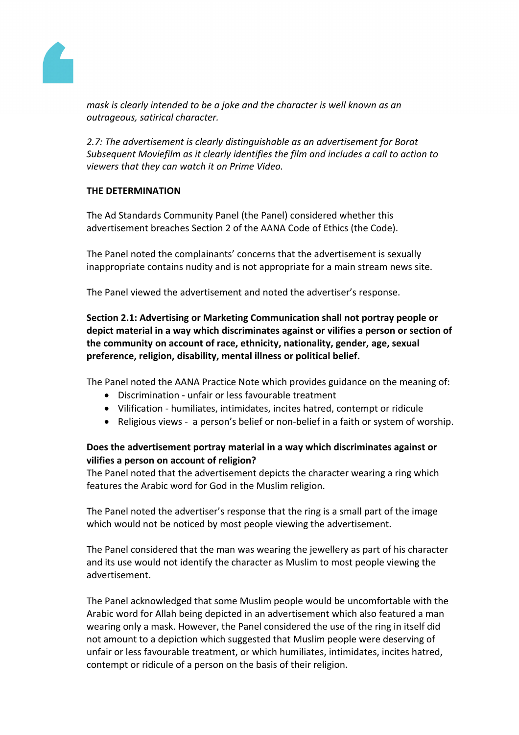*mask is clearly intended to be a joke and the character is well known as an outrageous, satirical character.*

*2.7: The advertisement is clearly distinguishable as an advertisement for Borat Subsequent Moviefilm as it clearly identifies the film and includes a call to action to viewers that they can watch it on Prime Video.*

**THE DETERMINATION**

The Ad Standards Community Panel (the Panel) considered whether this advertisement breaches Section 2 of the AANA Code of Ethics (the Code).

The Panel noted the complainants' concerns that the advertisement is sexually inappropriate contains nudity and is not appropriate for a main stream news site.

The Panel viewed the advertisement and noted the advertiser's response.

**Section 2.1: Advertising or Marketing Communication shall not portray people or depict material in a way which discriminates against or vilifies a person or section of the community on account of race, ethnicity, nationality, gender, age, sexual preference, religion, disability, mental illness or political belief.**

The Panel noted the AANA Practice Note which provides guidance on the meaning of:

- Discrimination - unfair or less favourable treatment
- Vilification - humiliates, intimidates, incites hatred, contempt or ridicule
- Religious views - a person's belief or non-belief in a faith or system of worship.

**Does the advertisement portray material in a way which discriminates against or vilifies a person on account of religion?**

The Panel noted that the advertisement depicts the character wearing a ring which features the Arabic word for God in the Muslim religion.

The Panel noted the advertiser's response that the ring is a small part of the image which would not be noticed by most people viewing the advertisement.

The Panel considered that the man was wearing the jewellery as part of his character and its use would not identify the character as Muslim to most people viewing the advertisement.

The Panel acknowledged that some Muslim people would be uncomfortable with the Arabic word for Allah being depicted in an advertisement which also featured a man wearing only a mask. However, the Panel considered the use of the ring in itself did not amount to a depiction which suggested that Muslim people were deserving of unfair or less favourable treatment, or which humiliates, intimidates, incites hatred, contempt or ridicule of a person on the basis of their religion.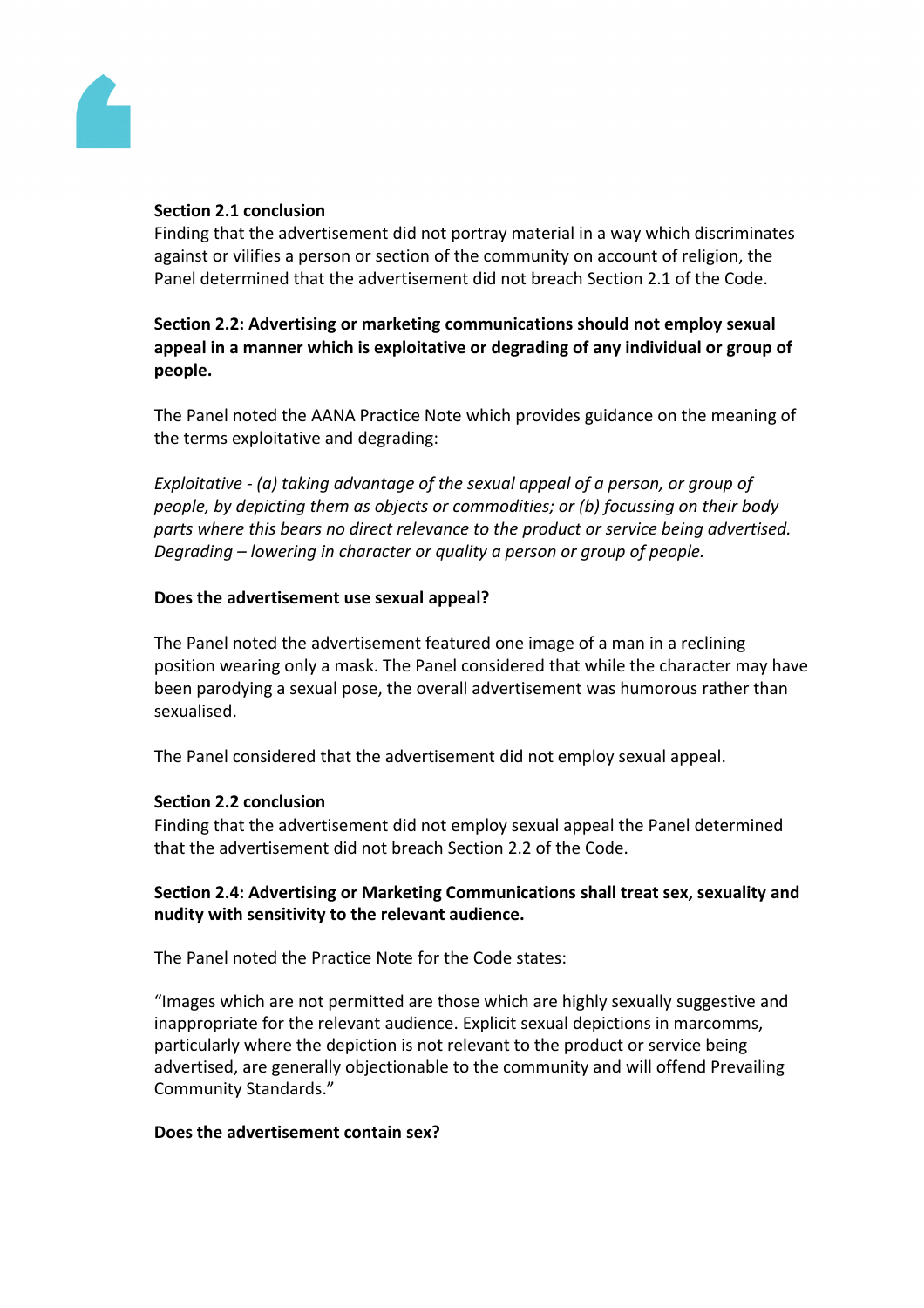**Section 2.1 conclusion**
Finding that the advertisement did not portray material in a way which discriminates against or vilifies a person or section of the community on account of religion, the Panel determined that the advertisement did not breach Section 2.1 of the Code.

**Section 2.2: Advertising or marketing communications should not employ sexual appeal in a manner which is exploitative or degrading of any individual or group of people.**

The Panel noted the AANA Practice Note which provides guidance on the meaning of the terms exploitative and degrading:

*Exploitative - (a) taking advantage of the sexual appeal of a person, or group of people, by depicting them as objects or commodities; or (b) focussing on their body parts where this bears no direct relevance to the product or service being advertised. Degrading – lowering in character or quality a person or group of people.*

**Does the advertisement use sexual appeal?**

The Panel noted the advertisement featured one image of a man in a reclining position wearing only a mask. The Panel considered that while the character may have been parodying a sexual pose, the overall advertisement was humorous rather than sexualised.

The Panel considered that the advertisement did not employ sexual appeal.

**Section 2.2 conclusion**
Finding that the advertisement did not employ sexual appeal the Panel determined that the advertisement did not breach Section 2.2 of the Code.

**Section 2.4: Advertising or Marketing Communications shall treat sex, sexuality and nudity with sensitivity to the relevant audience.**

The Panel noted the Practice Note for the Code states:

"Images which are not permitted are those which are highly sexually suggestive and inappropriate for the relevant audience. Explicit sexual depictions in marcomms, particularly where the depiction is not relevant to the product or service being advertised, are generally objectionable to the community and will offend Prevailing Community Standards."

**Does the advertisement contain sex?**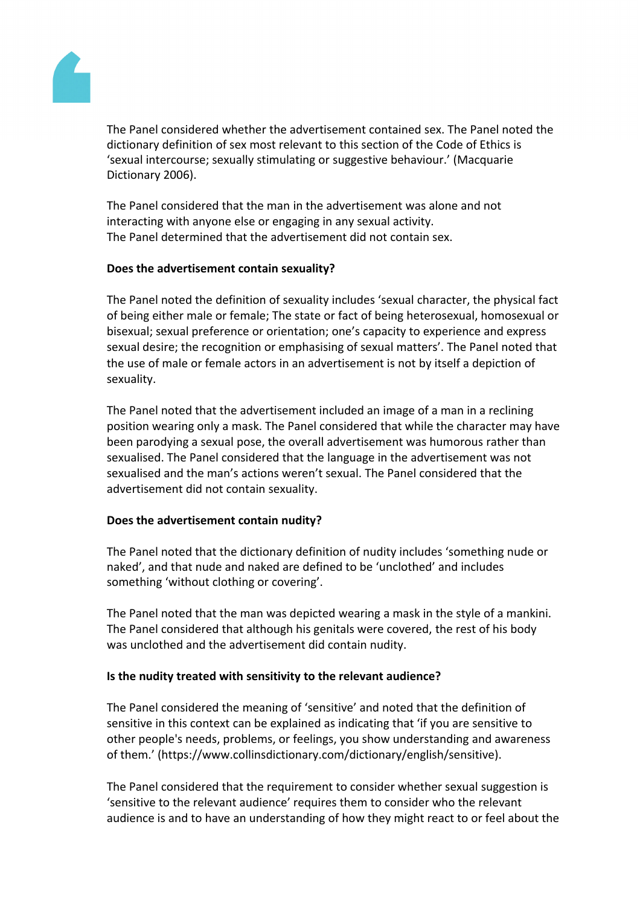The Panel considered whether the advertisement contained sex. The Panel noted the dictionary definition of sex most relevant to this section of the Code of Ethics is ‘sexual intercourse; sexually stimulating or suggestive behaviour.’ (Macquarie Dictionary 2006).

The Panel considered that the man in the advertisement was alone and not interacting with anyone else or engaging in any sexual activity.
The Panel determined that the advertisement did not contain sex.

**Does the advertisement contain sexuality?**

The Panel noted the definition of sexuality includes ‘sexual character, the physical fact of being either male or female; The state or fact of being heterosexual, homosexual or bisexual; sexual preference or orientation; one’s capacity to experience and express sexual desire; the recognition or emphasising of sexual matters’. The Panel noted that the use of male or female actors in an advertisement is not by itself a depiction of sexuality.

The Panel noted that the advertisement included an image of a man in a reclining position wearing only a mask. The Panel considered that while the character may have been parodying a sexual pose, the overall advertisement was humorous rather than sexualised. The Panel considered that the language in the advertisement was not sexualised and the man’s actions weren’t sexual. The Panel considered that the advertisement did not contain sexuality.

**Does the advertisement contain nudity?**

The Panel noted that the dictionary definition of nudity includes ‘something nude or naked’, and that nude and naked are defined to be ‘unclothed’ and includes something ‘without clothing or covering’.

The Panel noted that the man was depicted wearing a mask in the style of a mankini. The Panel considered that although his genitals were covered, the rest of his body was unclothed and the advertisement did contain nudity.

**Is the nudity treated with sensitivity to the relevant audience?**

The Panel considered the meaning of ‘sensitive’ and noted that the definition of sensitive in this context can be explained as indicating that ‘if you are sensitive to other people's needs, problems, or feelings, you show understanding and awareness of them.’ (https://www.collinsdictionary.com/dictionary/english/sensitive).

The Panel considered that the requirement to consider whether sexual suggestion is ‘sensitive to the relevant audience’ requires them to consider who the relevant audience is and to have an understanding of how they might react to or feel about the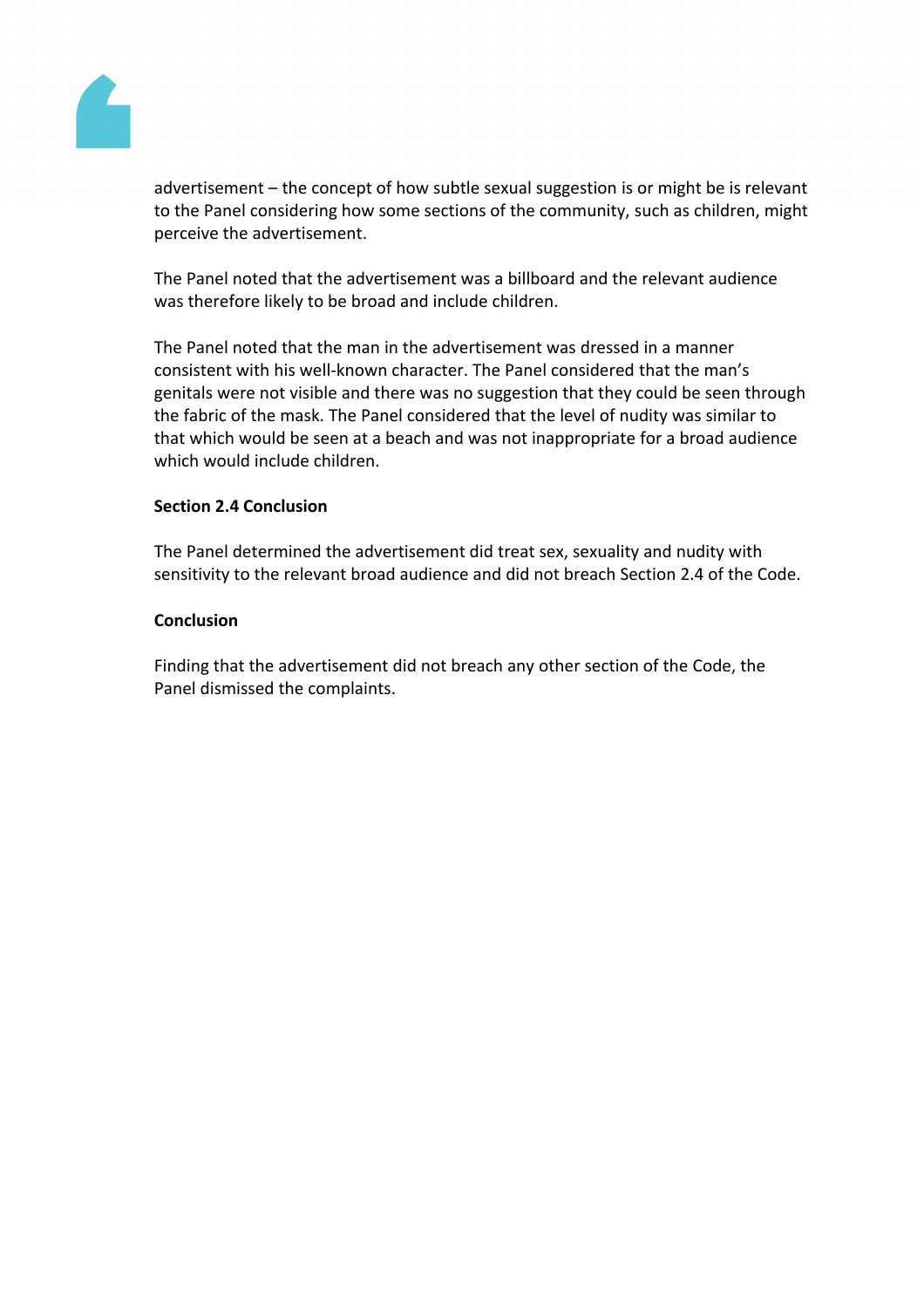advertisement – the concept of how subtle sexual suggestion is or might be is relevant to the Panel considering how some sections of the community, such as children, might perceive the advertisement.

The Panel noted that the advertisement was a billboard and the relevant audience was therefore likely to be broad and include children.

The Panel noted that the man in the advertisement was dressed in a manner consistent with his well-known character. The Panel considered that the man's genitals were not visible and there was no suggestion that they could be seen through the fabric of the mask. The Panel considered that the level of nudity was similar to that which would be seen at a beach and was not inappropriate for a broad audience which would include children.

**Section 2.4 Conclusion**

The Panel determined the advertisement did treat sex, sexuality and nudity with sensitivity to the relevant broad audience and did not breach Section 2.4 of the Code.

**Conclusion**

Finding that the advertisement did not breach any other section of the Code, the Panel dismissed the complaints.